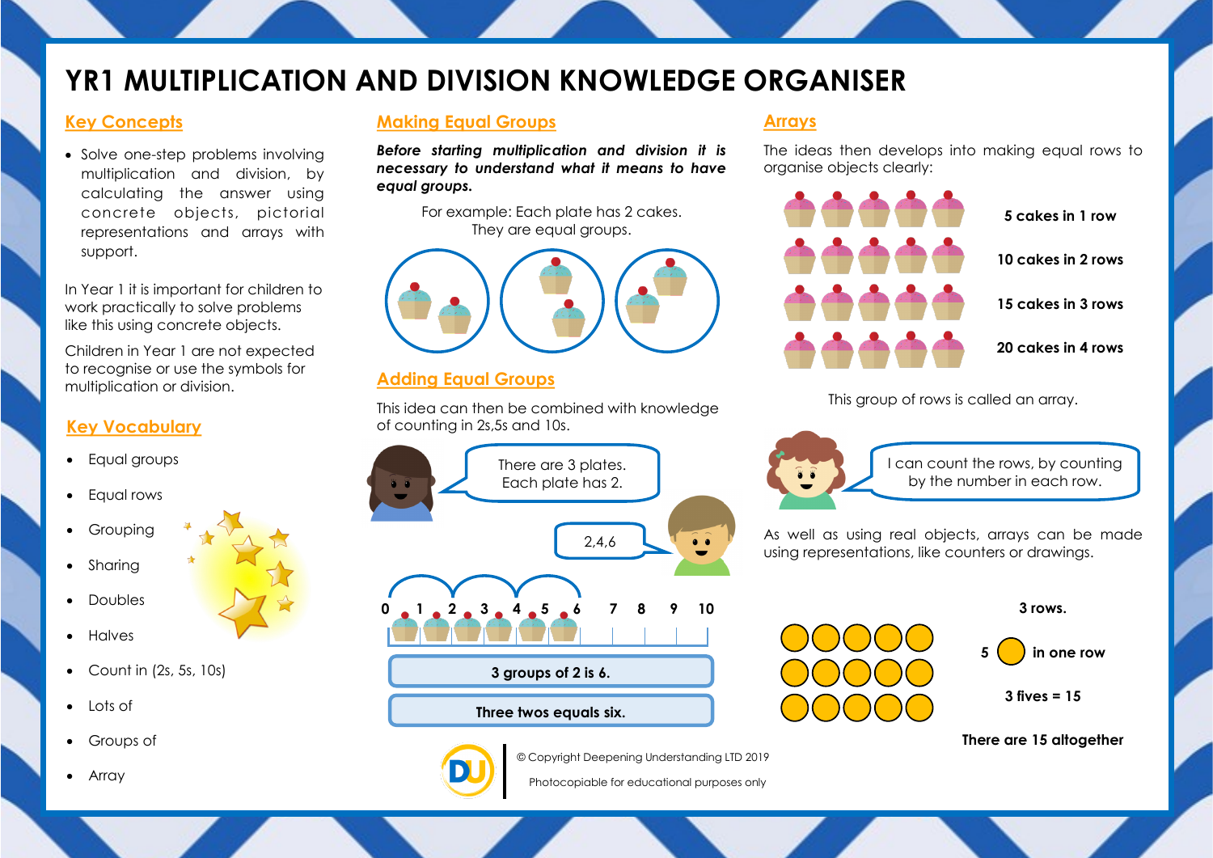# YR1 MULTIPLICATION AND DIVISION KNOWLEDGE ORGANISER

## Key Concepts

- Solve one-step problems involving multiplication and division, by calculating the answer using concrete objects, pictorial representations and arrays with support.

In Year 1 it is important for children to work practically to solve problems like this using concrete objects.

Children in Year 1 are not expected to recognise or use the symbols for multiplication or division.

## Key Vocabulary

- Equal groups
- Equal rows
- Grouping
- Sharing
- Doubles
- Halves
- Count in (2s, 5s, 10s)
- Lots of
- Groups of
- Array

## Making Equal Groups

***Before starting multiplication and division it is necessary to understand what it means to have equal groups.***

For example: Each plate has 2 cakes.
They are equal groups.

## Adding Equal Groups

This idea can then be combined with knowledge of counting in 2s,5s and 10s.

There are 3 plates.
Each plate has 2.

2,4,6

0 1 2 3 4 5 6 7 8 9 10

**3 groups of 2 is 6.**

**Three twos equals six.**

## Arrays

The ideas then develops into making equal rows to organise objects clearly:

**5 cakes in 1 row**

**10 cakes in 2 rows**

**15 cakes in 3 rows**

**20 cakes in 4 rows**

This group of rows is called an array.

I can count the rows, by counting by the number in each row.

As well as using real objects, arrays can be made using representations, like counters or drawings.

**3 rows.**

**5 in one row**

**3 fives = 15**

**There are 15 altogether**

© Copyright Deepening Understanding LTD 2019

Photocopiable for educational purposes only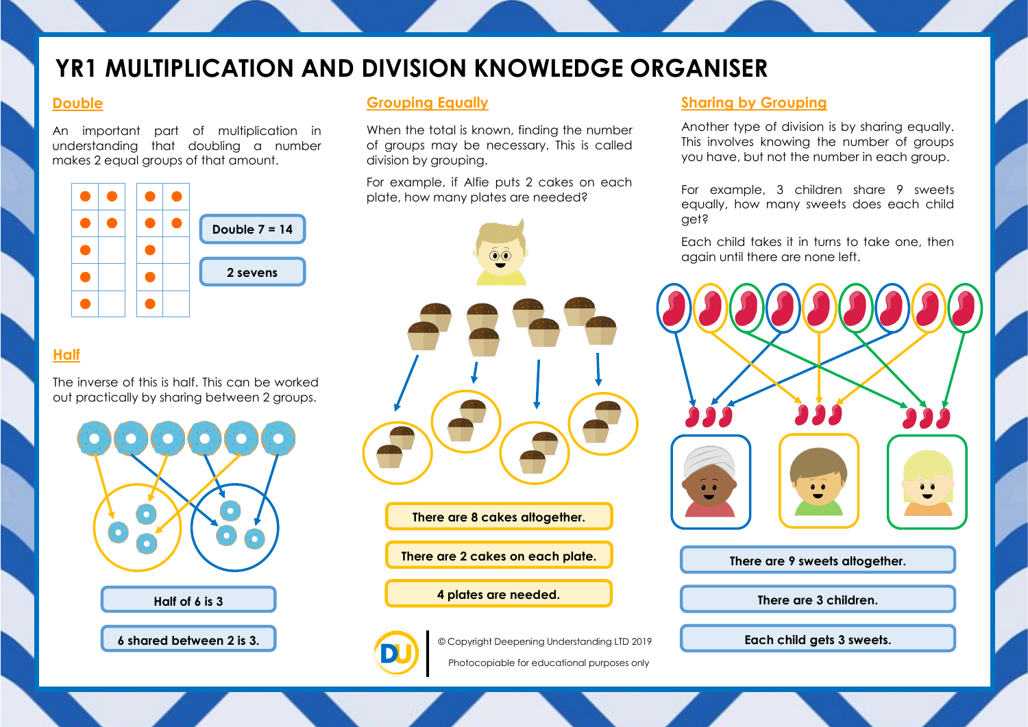# YR1 MULTIPLICATION AND DIVISION KNOWLEDGE ORGANISER

## Double

An important part of multiplication in understanding that doubling a number makes 2 equal groups of that amount.

Double 7 = 14

2 sevens

## Half

The inverse of this is half. This can be worked out practically by sharing between 2 groups.

Half of 6 is 3

6 shared between 2 is 3.

## Grouping Equally

When the total is known, finding the number of groups may be necessary. This is called division by grouping.

For example, if Alfie puts 2 cakes on each plate, how many plates are needed?

There are 8 cakes altogether.

There are 2 cakes on each plate.

4 plates are needed.

## Sharing by Grouping

Another type of division is by sharing equally. This involves knowing the number of groups you have, but not the number in each group.

For example, 3 children share 9 sweets equally, how many sweets does each child get?

Each child takes it in turns to take one, then again until there are none left.

There are 9 sweets altogether.

There are 3 children.

Each child gets 3 sweets.

© Copyright Deepening Understanding LTD 2019

Photocopiable for educational purposes only